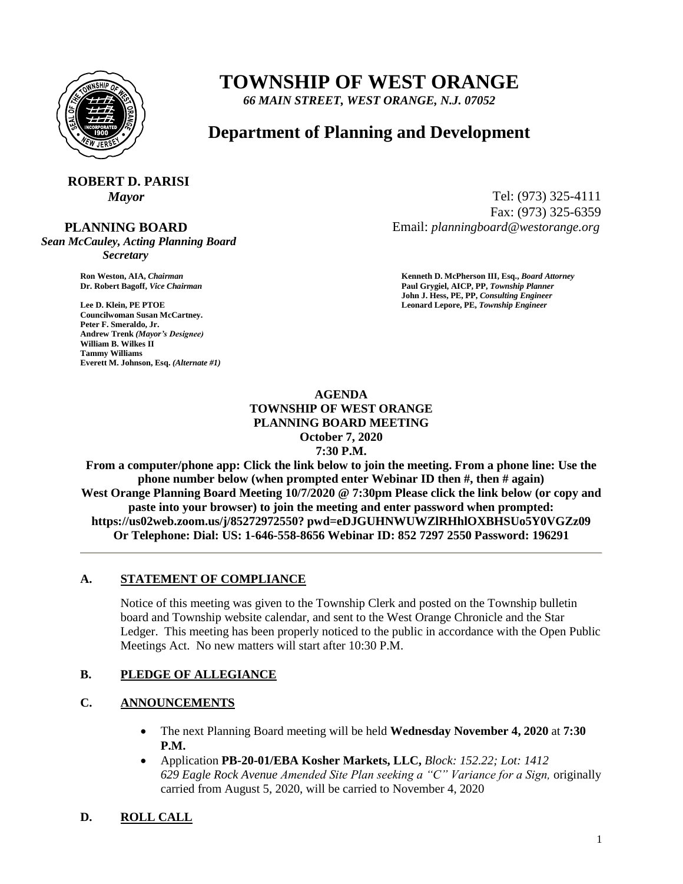# TOWNSHIP OF WEST ORANGE

*66 MAIN STREET, WEST ORANGE, N.J. 07052*

## Department of Planning and Development

**ROBERT D. PARISI**
*Mayor*

Tel: (973) 325-4111
Fax: (973) 325-6359
Email: *planningboard@westorange.org*

**PLANNING BOARD**
*Sean McCauley, Acting Planning Board Secretary*

**Ron Weston, AIA,** *Chairman*
**Dr. Robert Bagoff,** *Vice Chairman*

**Lee D. Klein, PE PTOE**
**Councilwoman Susan McCartney.**
**Peter F. Smeraldo, Jr.**
**Andrew Trenk** *(Mayor's Designee)*
**William B. Wilkes II**
**Tammy Williams**
**Everett M. Johnson, Esq.** *(Alternate #1)*

**Kenneth D. McPherson III, Esq.,** *Board Attorney*
**Paul Grygiel, AICP, PP,** *Township Planner*
**John J. Hess, PE, PP,** *Consulting Engineer*
**Leonard Lepore, PE,** *Township Engineer*

**AGENDA**
**TOWNSHIP OF WEST ORANGE**
**PLANNING BOARD MEETING**
**October 7, 2020**
**7:30 P.M.**

**From a computer/phone app: Click the link below to join the meeting. From a phone line: Use the phone number below (when prompted enter Webinar ID then #, then # again)**
**West Orange Planning Board Meeting 10/7/2020 @ 7:30pm Please click the link below (or copy and paste into your browser) to join the meeting and enter password when prompted:**
**https://us02web.zoom.us/j/85272972550? pwd=eDJGUHNWUWZlRHhlOXBHSUo5Y0VGZz09**
**Or Telephone: Dial: US: 1-646-558-8656 Webinar ID: 852 7297 2550 Password: 196291**

---

### A. STATEMENT OF COMPLIANCE

Notice of this meeting was given to the Township Clerk and posted on the Township bulletin board and Township website calendar, and sent to the West Orange Chronicle and the Star Ledger. This meeting has been properly noticed to the public in accordance with the Open Public Meetings Act. No new matters will start after 10:30 P.M.

### B. PLEDGE OF ALLEGIANCE

### C. ANNOUNCEMENTS

- The next Planning Board meeting will be held **Wednesday November 4, 2020** at **7:30 P.M.**
- Application **PB-20-01/EBA Kosher Markets, LLC,** *Block: 152.22; Lot: 1412 629 Eagle Rock Avenue Amended Site Plan seeking a "C" Variance for a Sign,* originally carried from August 5, 2020, will be carried to November 4, 2020

### D. ROLL CALL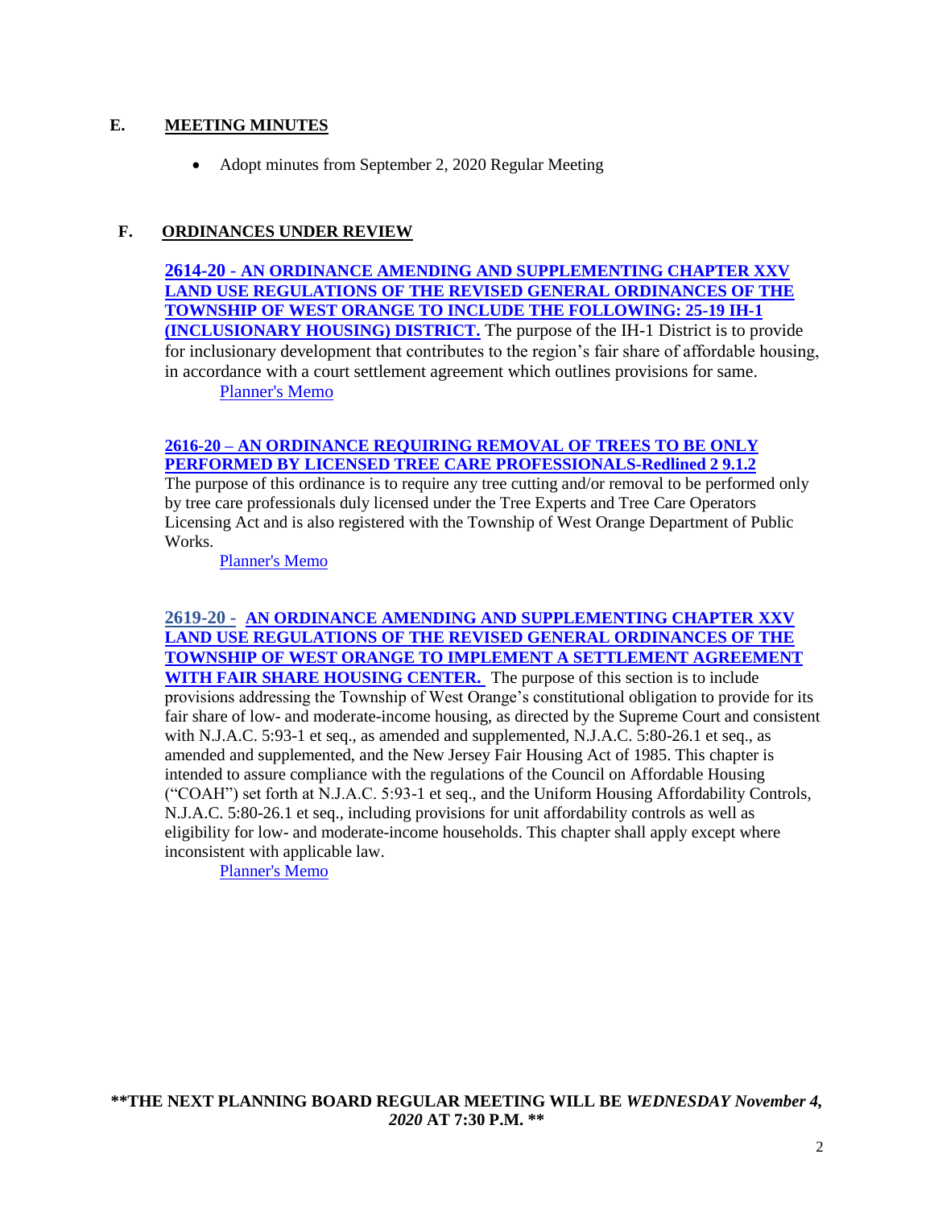## E. MEETING MINUTES

- Adopt minutes from September 2, 2020 Regular Meeting

## F. ORDINANCES UNDER REVIEW

**2614-20 - AN ORDINANCE AMENDING AND SUPPLEMENTING CHAPTER XXV LAND USE REGULATIONS OF THE REVISED GENERAL ORDINANCES OF THE TOWNSHIP OF WEST ORANGE TO INCLUDE THE FOLLOWING: 25-19 IH-1 (INCLUSIONARY HOUSING) DISTRICT.** The purpose of the IH-1 District is to provide for inclusionary development that contributes to the region's fair share of affordable housing, in accordance with a court settlement agreement which outlines provisions for same.

Planner's Memo

**2616-20 – AN ORDINANCE REQUIRING REMOVAL OF TREES TO BE ONLY PERFORMED BY LICENSED TREE CARE PROFESSIONALS-Redlined 2 9.1.2**

The purpose of this ordinance is to require any tree cutting and/or removal to be performed only by tree care professionals duly licensed under the Tree Experts and Tree Care Operators Licensing Act and is also registered with the Township of West Orange Department of Public Works.

Planner's Memo

**2619-20 - AN ORDINANCE AMENDING AND SUPPLEMENTING CHAPTER XXV LAND USE REGULATIONS OF THE REVISED GENERAL ORDINANCES OF THE TOWNSHIP OF WEST ORANGE TO IMPLEMENT A SETTLEMENT AGREEMENT WITH FAIR SHARE HOUSING CENTER.** The purpose of this section is to include provisions addressing the Township of West Orange's constitutional obligation to provide for its fair share of low- and moderate-income housing, as directed by the Supreme Court and consistent with N.J.A.C. 5:93-1 et seq., as amended and supplemented, N.J.A.C. 5:80-26.1 et seq., as amended and supplemented, and the New Jersey Fair Housing Act of 1985. This chapter is intended to assure compliance with the regulations of the Council on Affordable Housing ("COAH") set forth at N.J.A.C. 5:93-1 et seq., and the Uniform Housing Affordability Controls, N.J.A.C. 5:80-26.1 et seq., including provisions for unit affordability controls as well as eligibility for low- and moderate-income households. This chapter shall apply except where inconsistent with applicable law.

Planner's Memo

**\*\*THE NEXT PLANNING BOARD REGULAR MEETING WILL BE *WEDNESDAY November 4, 2020* AT 7:30 P.M. \*\***